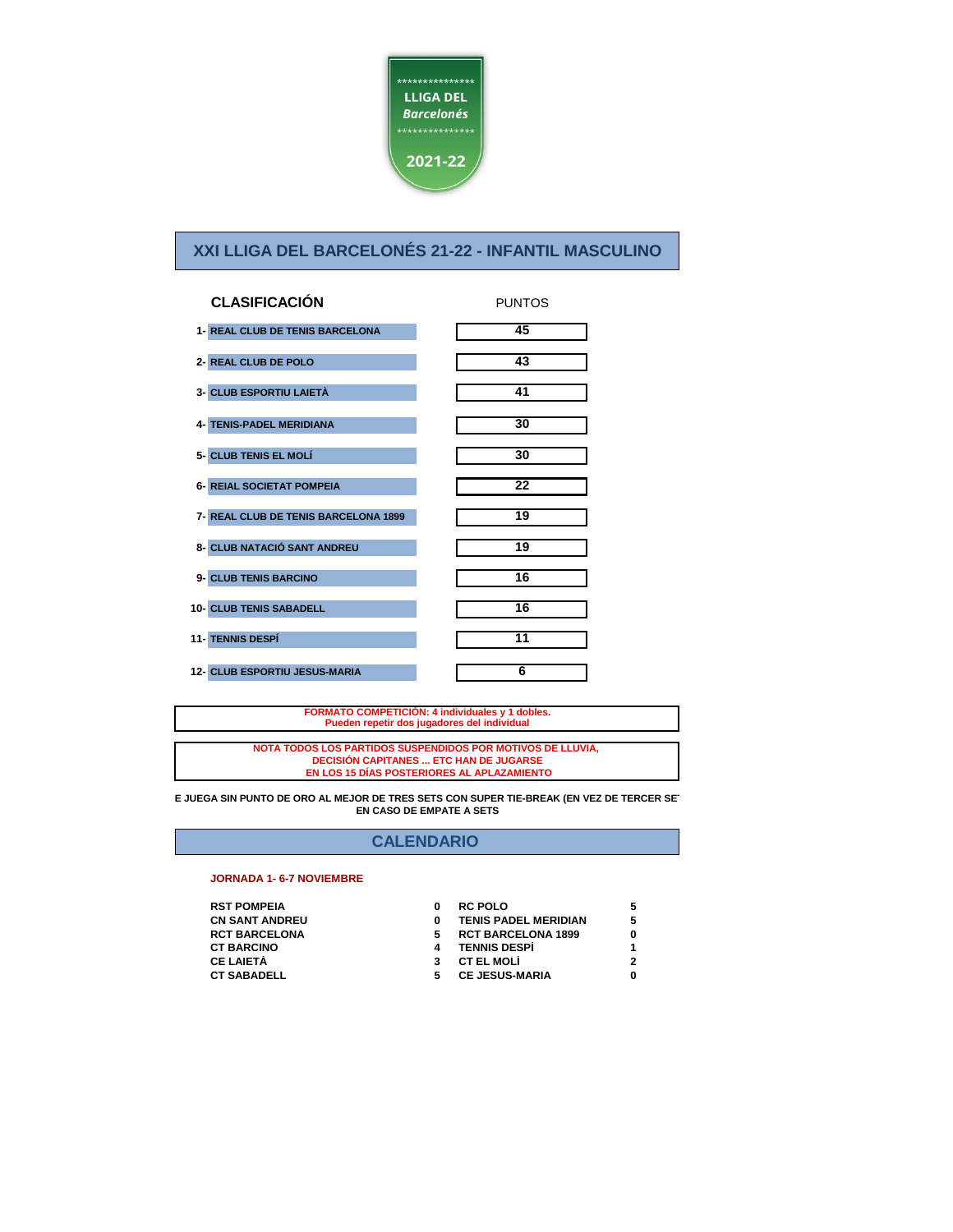***************
**LLIGA DEL**
***Barcelonés***
***************
**2021-22**

# XXI LLIGA DEL BARCELONÉS 21-22 - INFANTIL MASCULINO

## CLASIFICACIÓN

| | CLASIFICACIÓN | PUNTOS |
|---|---|---|
| 1- | REAL CLUB DE TENIS BARCELONA | 45 |
| 2- | REAL CLUB DE POLO | 43 |
| 3- | CLUB ESPORTIU LAIETÀ | 41 |
| 4- | TENIS-PADEL MERIDIANA | 30 |
| 5- | CLUB TENIS EL MOLÍ | 30 |
| 6- | REIAL SOCIETAT POMPEIA | 22 |
| 7- | REAL CLUB DE TENIS BARCELONA 1899 | 19 |
| 8- | CLUB NATACIÓ SANT ANDREU | 19 |
| 9- | CLUB TENIS BARCINO | 16 |
| 10- | CLUB TENIS SABADELL | 16 |
| 11- | TENNIS DESPÍ | 11 |
| 12- | CLUB ESPORTIU JESUS-MARIA | 6 |

**FORMATO COMPETICIÓN: 4 individuales y 1 dobles.**
**Pueden repetir dos jugadores del individual**

**NOTA TODOS LOS PARTIDOS SUSPENDIDOS POR MOTIVOS DE LLUVIA, DECISIÓN CAPITANES ... ETC HAN DE JUGARSE EN LOS 15 DÍAS POSTERIORES AL APLAZAMIENTO**

**E JUEGA SIN PUNTO DE ORO AL MEJOR DE TRES SETS CON SUPER TIE-BREAK (EN VEZ DE TERCER SE EN CASO DE EMPATE A SETS**

## CALENDARIO

### JORNADA 1- 6-7 NOVIEMBRE

| | | | |
|---|---|---|---|
| RST POMPEIA | 0 | RC POLO | 5 |
| CN SANT ANDREU | 0 | TENIS PADEL MERIDIAN | 5 |
| RCT BARCELONA | 5 | RCT BARCELONA 1899 | 0 |
| CT BARCINO | 4 | TENNIS DESPÍ | 1 |
| CE LAIETÀ | 3 | CT EL MOLÍ | 2 |
| CT SABADELL | 5 | CE JESUS-MARIA | 0 |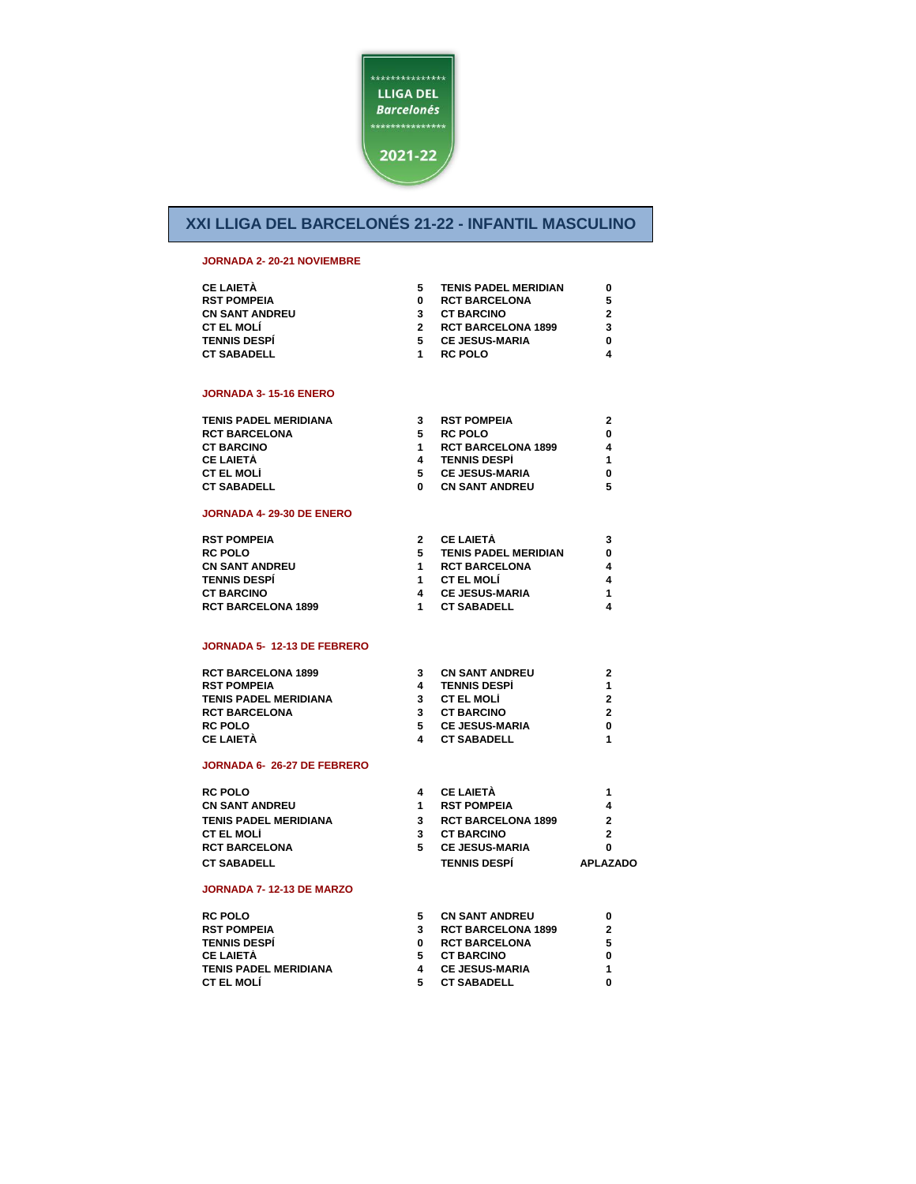**\*\*\*\*\*\*\*\*\*\*\*\*\*\*\***
**LLIGA DEL**
***Barcelonés***
**\*\*\*\*\*\*\*\*\*\*\*\*\*\*\***

**2021-22**

# XXI LLIGA DEL BARCELONÉS 21-22 - INFANTIL MASCULINO

## JORNADA 2- 20-21 NOVIEMBRE

| | | | |
|---|---|---|---|
| CE LAIETÀ | 5 | TENIS PADEL MERIDIAN | 0 |
| RST POMPEIA | 0 | RCT BARCELONA | 5 |
| CN SANT ANDREU | 3 | CT BARCINO | 2 |
| CT EL MOLÍ | 2 | RCT BARCELONA 1899 | 3 |
| TENNIS DESPÍ | 5 | CE JESUS-MARIA | 0 |
| CT SABADELL | 1 | RC POLO | 4 |

## JORNADA 3- 15-16 ENERO

| | | | |
|---|---|---|---|
| TENIS PADEL MERIDIANA | 3 | RST POMPEIA | 2 |
| RCT BARCELONA | 5 | RC POLO | 0 |
| CT BARCINO | 1 | RCT BARCELONA 1899 | 4 |
| CE LAIETÀ | 4 | TENNIS DESPÍ | 1 |
| CT EL MOLÍ | 5 | CE JESUS-MARIA | 0 |
| CT SABADELL | 0 | CN SANT ANDREU | 5 |

## JORNADA 4- 29-30 DE ENERO

| | | | |
|---|---|---|---|
| RST POMPEIA | 2 | CE LAIETÀ | 3 |
| RC POLO | 5 | TENIS PADEL MERIDIAN | 0 |
| CN SANT ANDREU | 1 | RCT BARCELONA | 4 |
| TENNIS DESPÍ | 1 | CT EL MOLÍ | 4 |
| CT BARCINO | 4 | CE JESUS-MARIA | 1 |
| RCT BARCELONA 1899 | 1 | CT SABADELL | 4 |

## JORNADA 5- 12-13 DE FEBRERO

| | | | |
|---|---|---|---|
| RCT BARCELONA 1899 | 3 | CN SANT ANDREU | 2 |
| RST POMPEIA | 4 | TENNIS DESPÍ | 1 |
| TENIS PADEL MERIDIANA | 3 | CT EL MOLÍ | 2 |
| RCT BARCELONA | 3 | CT BARCINO | 2 |
| RC POLO | 5 | CE JESUS-MARIA | 0 |
| CE LAIETÀ | 4 | CT SABADELL | 1 |

## JORNADA 6- 26-27 DE FEBRERO

| | | | |
|---|---|---|---|
| RC POLO | 4 | CE LAIETÀ | 1 |
| CN SANT ANDREU | 1 | RST POMPEIA | 4 |
| TENIS PADEL MERIDIANA | 3 | RCT BARCELONA 1899 | 2 |
| CT EL MOLÍ | 3 | CT BARCINO | 2 |
| RCT BARCELONA | 5 | CE JESUS-MARIA | 0 |
| CT SABADELL | | TENNIS DESPÍ | APLAZADO |

## JORNADA 7- 12-13 DE MARZO

| | | | |
|---|---|---|---|
| RC POLO | 5 | CN SANT ANDREU | 0 |
| RST POMPEIA | 3 | RCT BARCELONA 1899 | 2 |
| TENNIS DESPÍ | 0 | RCT BARCELONA | 5 |
| CE LAIETÀ | 5 | CT BARCINO | 0 |
| TENIS PADEL MERIDIANA | 4 | CE JESUS-MARIA | 1 |
| CT EL MOLÍ | 5 | CT SABADELL | 0 |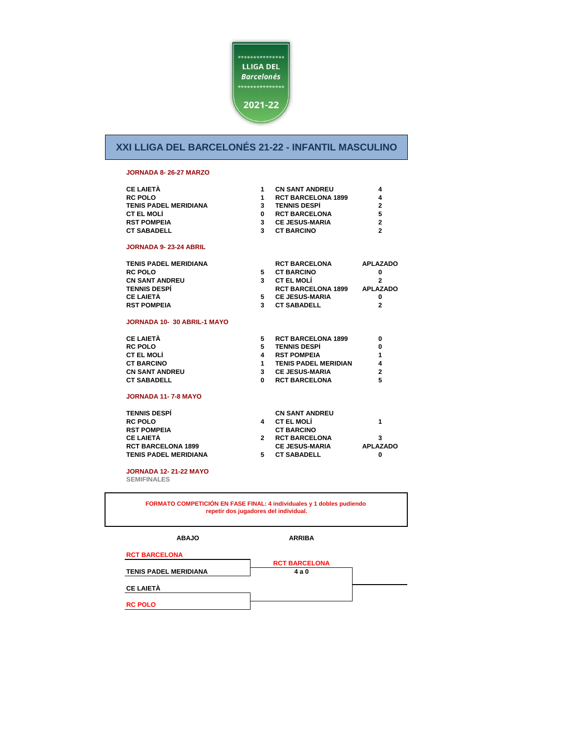LLIGA DEL *Barcelonés* 2021-22

# XXI LLIGA DEL BARCELONÉS 21-22 - INFANTIL MASCULINO

**JORNADA 8- 26-27 MARZO**

| | | | |
|---|---|---|---|
| CE LAIETÀ | 1 | CN SANT ANDREU | 4 |
| RC POLO | 1 | RCT BARCELONA 1899 | 4 |
| TENIS PADEL MERIDIANA | 3 | TENNIS DESPÍ | 2 |
| CT EL MOLÍ | 0 | RCT BARCELONA | 5 |
| RST POMPEIA | 3 | CE JESUS-MARIA | 2 |
| CT SABADELL | 3 | CT BARCINO | 2 |

**JORNADA 9- 23-24 ABRIL**

| | | | |
|---|---|---|---|
| TENIS PADEL MERIDIANA | | RCT BARCELONA | APLAZADO |
| RC POLO | 5 | CT BARCINO | 0 |
| CN SANT ANDREU | 3 | CT EL MOLÍ | 2 |
| TENNIS DESPÍ | | RCT BARCELONA 1899 | APLAZADO |
| CE LAIETÀ | 5 | CE JESUS-MARIA | 0 |
| RST POMPEIA | 3 | CT SABADELL | 2 |

**JORNADA 10- 30 ABRIL-1 MAYO**

| | | | |
|---|---|---|---|
| CE LAIETÀ | 5 | RCT BARCELONA 1899 | 0 |
| RC POLO | 5 | TENNIS DESPÍ | 0 |
| CT EL MOLÍ | 4 | RST POMPEIA | 1 |
| CT BARCINO | 1 | TENIS PADEL MERIDIAN | 4 |
| CN SANT ANDREU | 3 | CE JESUS-MARIA | 2 |
| CT SABADELL | 0 | RCT BARCELONA | 5 |

**JORNADA 11- 7-8 MAYO**

| | | | |
|---|---|---|---|
| TENNIS DESPÍ | | CN SANT ANDREU | |
| RC POLO | 4 | CT EL MOLÍ | 1 |
| RST POMPEIA | | CT BARCINO | |
| CE LAIETÀ | 2 | RCT BARCELONA | 3 |
| RCT BARCELONA 1899 | | CE JESUS-MARIA | APLAZADO |
| TENIS PADEL MERIDIANA | 5 | CT SABADELL | 0 |

**JORNADA 12- 21-22 MAYO**

**SEMIFINALES**

**FORMATO COMPETICIÓN EN FASE FINAL: 4 individuales y 1 dobles pudiendo repetir dos jugadores del individual.**

| ABAJO | ARRIBA |
|---|---|
| RCT BARCELONA | RCT BARCELONA |
| TENIS PADEL MERIDIANA | 4 a 0 |
| CE LAIETÀ | |
| RC POLO | |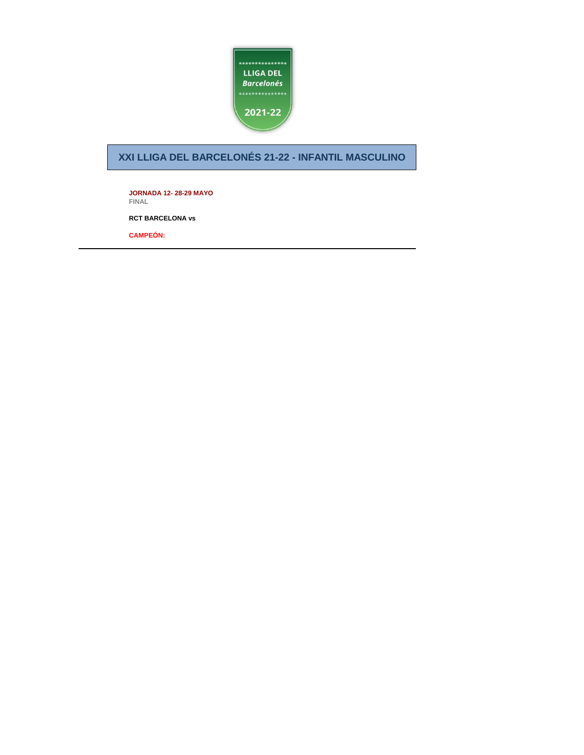# XXI LLIGA DEL BARCELONÉS 21-22 - INFANTIL MASCULINO

**JORNADA 12- 28-29 MAYO**

**FINAL**

**RCT BARCELONA vs**

**CAMPEÓN:**